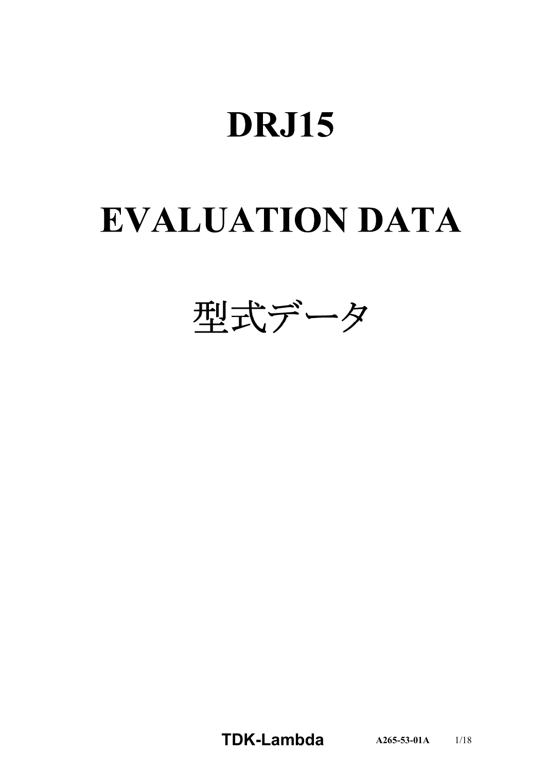# DRJ15

# EVALUATION DATA

# 型式データ

**TDK-Lambda** A265-53-01A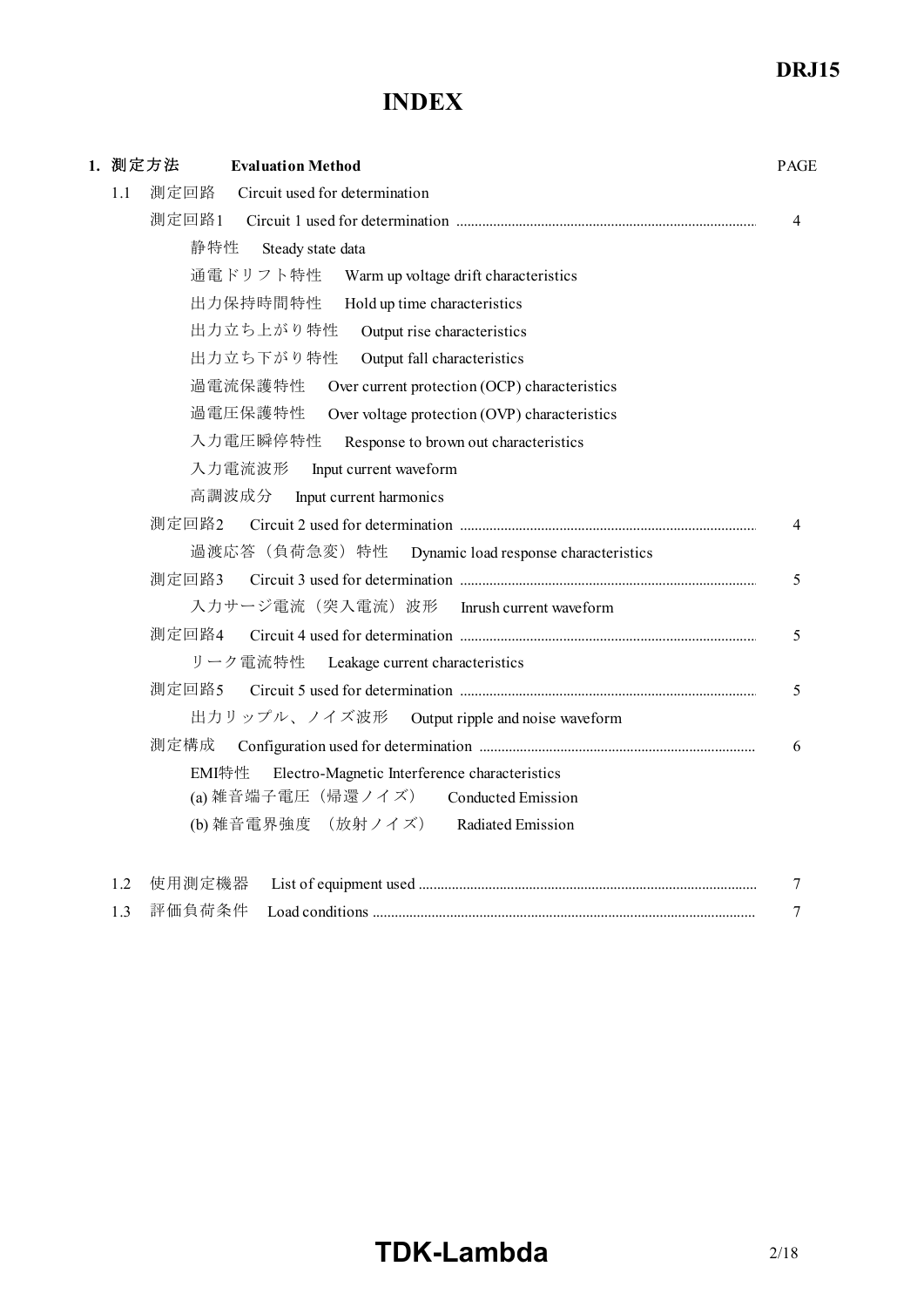# INDEX

**1. 測定方法　　Evaluation Method** PAGE

1.1 測定回路　Circuit used for determination

- 測定回路1　Circuit 1 used for determination ........ 4
  - 静特性　Steady state data
  - 通電ドリフト特性　Warm up voltage drift characteristics
  - 出力保持時間特性　Hold up time characteristics
  - 出力立ち上がり特性　Output rise characteristics
  - 出力立ち下がり特性　Output fall characteristics
  - 過電流保護特性　Over current protection (OCP) characteristics
  - 過電圧保護特性　Over voltage protection (OVP) characteristics
  - 入力電圧瞬停特性　Response to brown out characteristics
  - 入力電流波形　Input current waveform
  - 高調波成分　Input current harmonics
- 測定回路2　Circuit 2 used for determination ........ 4
  - 過渡応答（負荷急変）特性　Dynamic load response characteristics
- 測定回路3　Circuit 3 used for determination ........ 5
  - 入力サージ電流（突入電流）波形　Inrush current waveform
- 測定回路4　Circuit 4 used for determination ........ 5
  - リーク電流特性　Leakage current characteristics
- 測定回路5　Circuit 5 used for determination ........ 5
  - 出力リップル、ノイズ波形　Output ripple and noise waveform
- 測定構成　Configuration used for determination ........ 6
  - EMI特性　Electro-Magnetic Interference characteristics
  - (a) 雑音端子電圧（帰還ノイズ）　Conducted Emission
  - (b) 雑音電界強度 （放射ノイズ）　Radiated Emission

1.2 使用測定機器　List of equipment used ........ 7

1.3 評価負荷条件　Load conditions ........ 7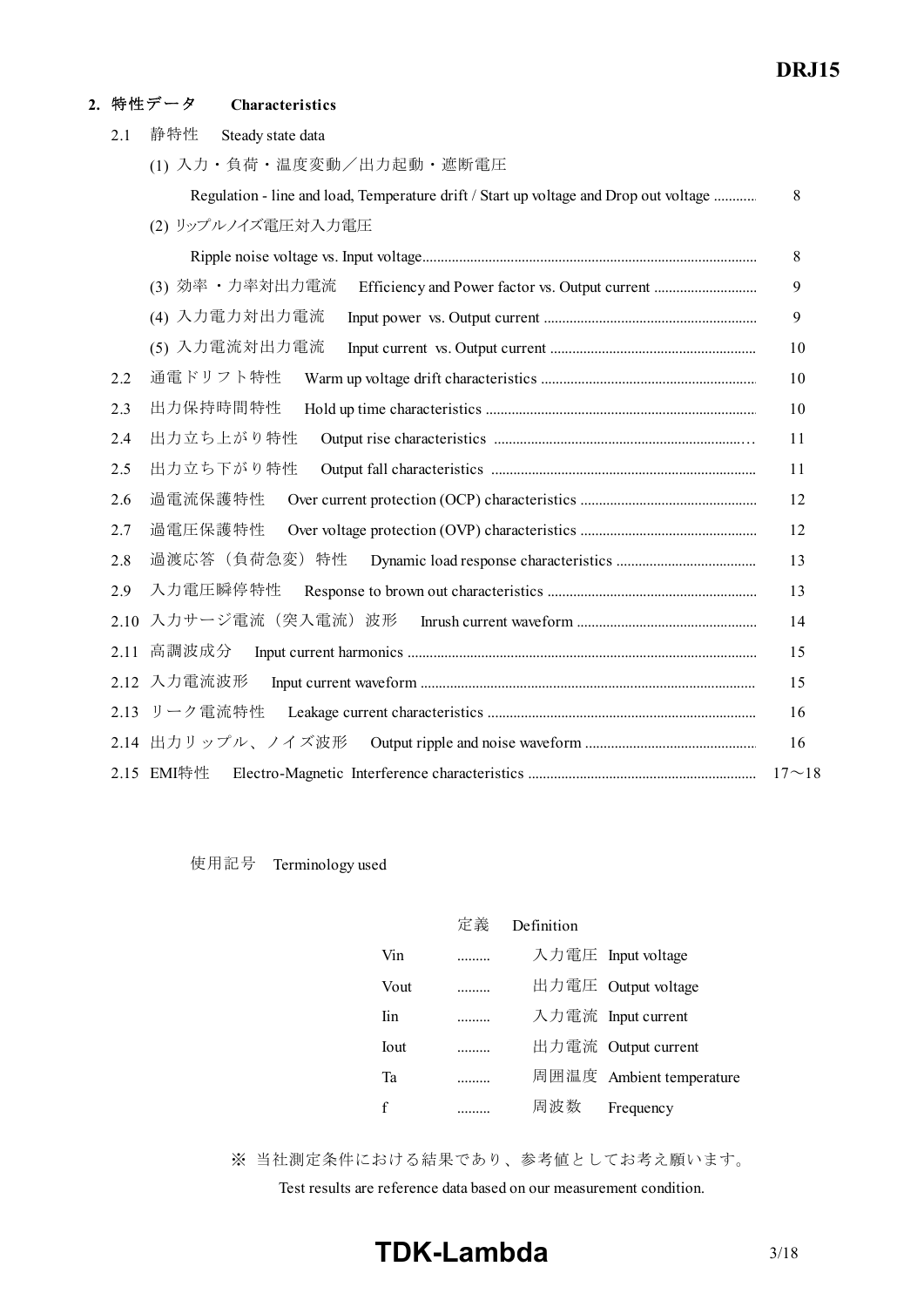## 2. 特性データ　Characteristics

| | | |
|---|---|---|
| 2.1 | 静特性　Steady state data | |
| | (1) 入力・負荷・温度変動／出力起動・遮断電圧<br>Regulation - line and load, Temperature drift / Start up voltage and Drop out voltage | 8 |
| | (2) リップルノイズ電圧対入力電圧<br>Ripple noise voltage vs. Input voltage | 8 |
| | (3) 効率・力率対出力電流　Efficiency and Power factor vs. Output current | 9 |
| | (4) 入力電力対出力電流　Input power vs. Output current | 9 |
| | (5) 入力電流対出力電流　Input current vs. Output current | 10 |
| 2.2 | 通電ドリフト特性　Warm up voltage drift characteristics | 10 |
| 2.3 | 出力保持時間特性　Hold up time characteristics | 10 |
| 2.4 | 出力立ち上がり特性　Output rise characteristics | 11 |
| 2.5 | 出力立ち下がり特性　Output fall characteristics | 11 |
| 2.6 | 過電流保護特性　Over current protection (OCP) characteristics | 12 |
| 2.7 | 過電圧保護特性　Over voltage protection (OVP) characteristics | 12 |
| 2.8 | 過渡応答（負荷急変）特性　Dynamic load response characteristics | 13 |
| 2.9 | 入力電圧瞬停特性　Response to brown out characteristics | 13 |
| 2.10 | 入力サージ電流（突入電流）波形　Inrush current waveform | 14 |
| 2.11 | 高調波成分　Input current harmonics | 15 |
| 2.12 | 入力電流波形　Input current waveform | 15 |
| 2.13 | リーク電流特性　Leakage current characteristics | 16 |
| 2.14 | 出力リップル、ノイズ波形　Output ripple and noise waveform | 16 |
| 2.15 | EMI特性　Electro-Magnetic Interference characteristics | 17～18 |

使用記号　Terminology used

| | | 定義　Definition |
|---|---|---|
| Vin | ......... | 入力電圧　Input voltage |
| Vout | ......... | 出力電圧　Output voltage |
| Iin | ......... | 入力電流　Input current |
| Iout | ......... | 出力電流　Output current |
| Ta | ......... | 周囲温度　Ambient temperature |
| f | ......... | 周波数　Frequency |

※ 当社測定条件における結果であり、参考値としてお考え願います。

Test results are reference data based on our measurement condition.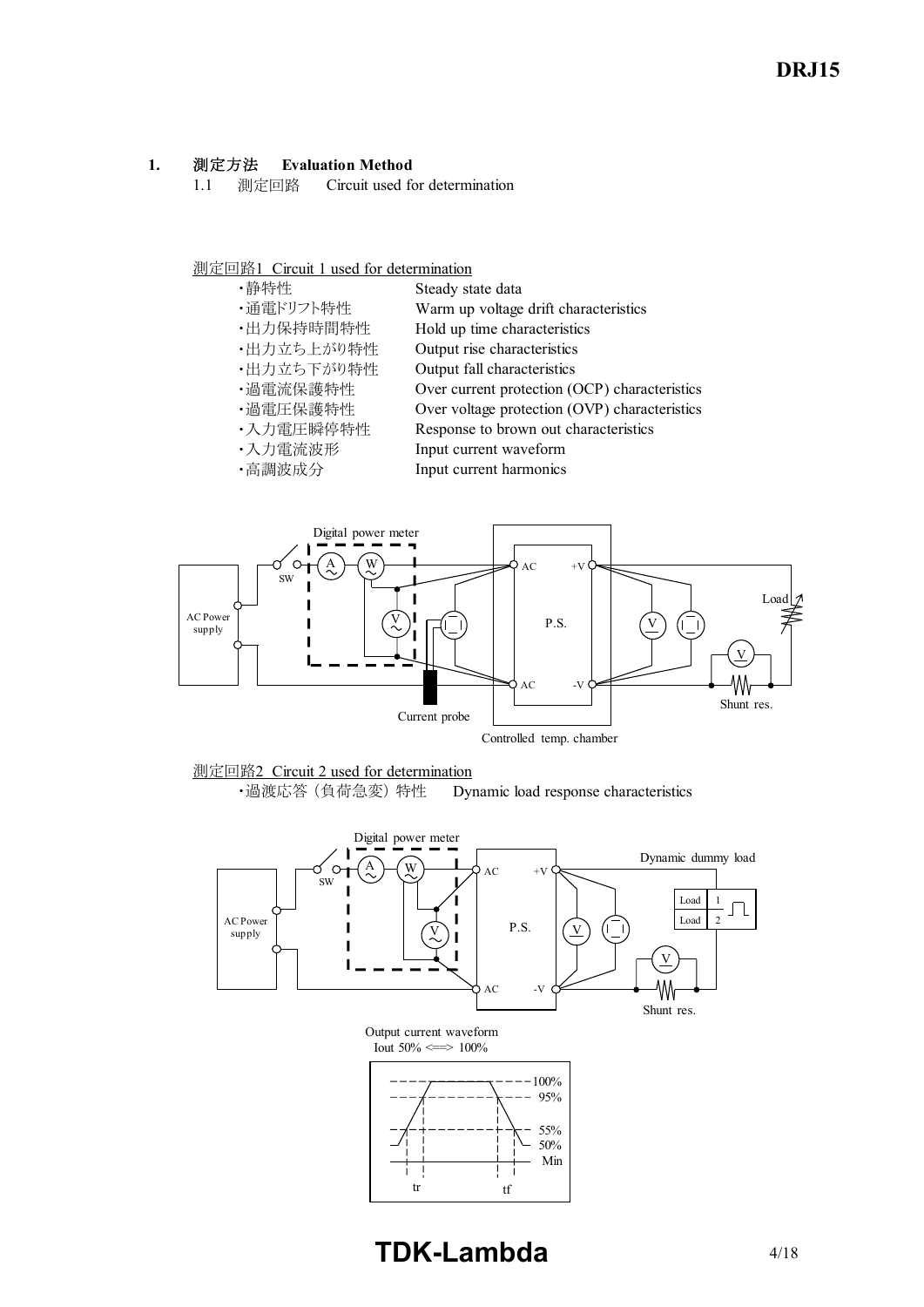## 1. 測定方法 Evaluation Method

### 1.1 測定回路 Circuit used for determination

測定回路1 Circuit 1 used for determination

| | |
|---|---|
| ・静特性 | Steady state data |
| ・通電ドリフト特性 | Warm up voltage drift characteristics |
| ・出力保持時間特性 | Hold up time characteristics |
| ・出力立ち上がり特性 | Output rise characteristics |
| ・出力立ち下がり特性 | Output fall characteristics |
| ・過電流保護特性 | Over current protection (OCP) characteristics |
| ・過電圧保護特性 | Over voltage protection (OVP) characteristics |
| ・入力電圧瞬停特性 | Response to brown out characteristics |
| ・入力電流波形 | Input current waveform |
| ・高調波成分 | Input current harmonics |

Digital power meter, SW, AC Power supply, AC, +V, -V, P.S., Load, Current probe, Shunt res., Controlled temp. chamber

測定回路2 Circuit 2 used for determination

・過渡応答（負荷急変）特性 Dynamic load response characteristics

Digital power meter, SW, AC Power supply, AC, +V, -V, P.S., Dynamic dummy load, Load 1, Load 2, Shunt res.

Output current waveform
Iout 50% <==> 100%

100%, 95%, 55%, 50%, Min, tr, tf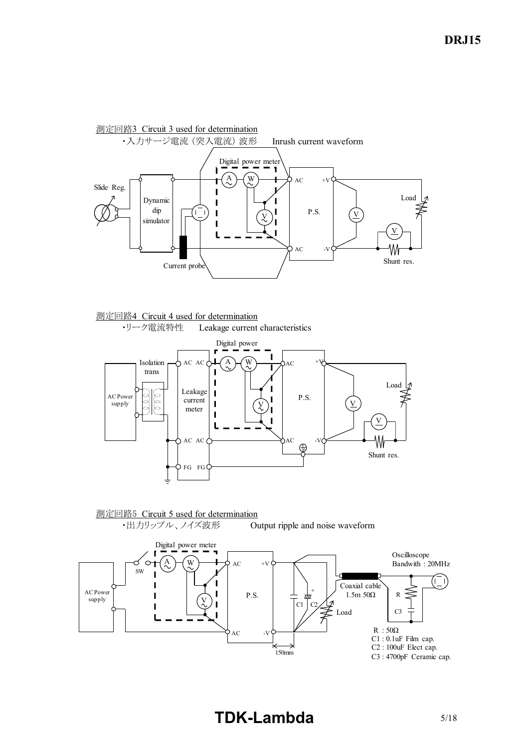測定回路3 Circuit 3 used for determination

・入力サージ電流（突入電流）波形　Inrush current waveform

Digital power meter

Slide Reg.

Dynamic dip simulator

AC　+V

P.S.

AC　-V

Load

Current probe

Shunt res.

測定回路4 Circuit 4 used for determination

・リーク電流特性　Leakage current characteristics

Digital power

Isolation trans

AC Power supply

AC AC

Leakage current meter

AC AC

FG FG

AC　+V

P.S.

AC　-V

Load

Shunt res.

測定回路5 Circuit 5 used for determination

・出力リップル、ノイズ波形　Output ripple and noise waveform

Digital power meter

SW

AC Power supply

AC　+V

P.S.

AC　-V

C1　C2

Load

150mm

Coaxial cable 1.5m 50Ω

Oscilloscope Bandwith : 20MHz

R

C3

R : 50Ω

C1 : 0.1uF Film cap.

C2 : 100uF Elect cap.

C3 : 4700pF Ceramic cap.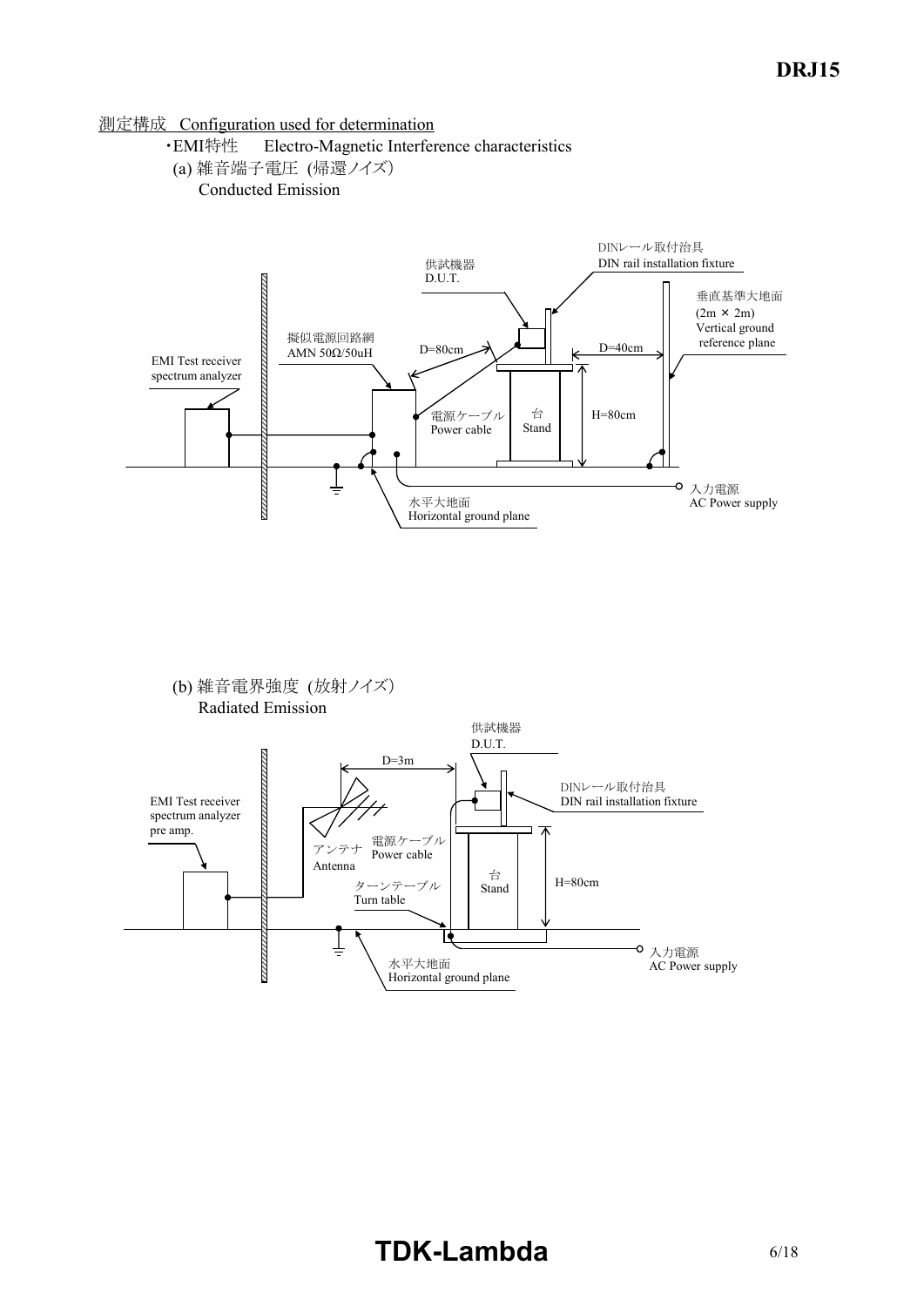測定構成 Configuration used for determination

・EMI特性 Electro-Magnetic Interference characteristics

(a) 雑音端子電圧 (帰還ノイズ)
Conducted Emission

供試機器 D.U.T.

DINレール取付治具 DIN rail installation fixture

垂直基準大地面 (2m × 2m) Vertical ground reference plane

擬似電源回路網 AMN 50Ω/50uH

EMI Test receiver spectrum analyzer

D=80cm

D=40cm

電源ケーブル Power cable

台 Stand

H=80cm

水平大地面 Horizontal ground plane

入力電源 AC Power supply

(b) 雑音電界強度 (放射ノイズ)
Radiated Emission

供試機器 D.U.T.

D=3m

DINレール取付治具 DIN rail installation fixture

EMI Test receiver spectrum analyzer pre amp.

アンテナ Antenna

電源ケーブル Power cable

ターンテーブル Turn table

台 Stand

H=80cm

水平大地面 Horizontal ground plane

入力電源 AC Power supply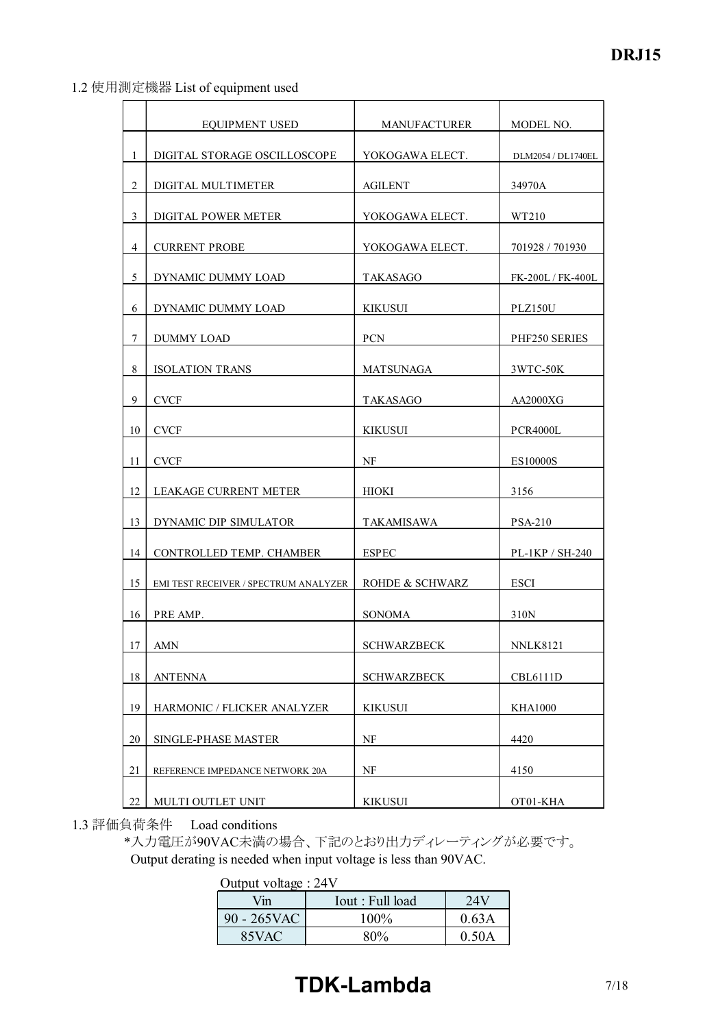## 1.2 使用測定機器 List of equipment used

| | EQUIPMENT USED | MANUFACTURER | MODEL NO. |
|---|---|---|---|
| 1 | DIGITAL STORAGE OSCILLOSCOPE | YOKOGAWA ELECT. | DLM2054 / DL1740EL |
| 2 | DIGITAL MULTIMETER | AGILENT | 34970A |
| 3 | DIGITAL POWER METER | YOKOGAWA ELECT. | WT210 |
| 4 | CURRENT PROBE | YOKOGAWA ELECT. | 701928 / 701930 |
| 5 | DYNAMIC DUMMY LOAD | TAKASAGO | FK-200L / FK-400L |
| 6 | DYNAMIC DUMMY LOAD | KIKUSUI | PLZ150U |
| 7 | DUMMY LOAD | PCN | PHF250 SERIES |
| 8 | ISOLATION TRANS | MATSUNAGA | 3WTC-50K |
| 9 | CVCF | TAKASAGO | AA2000XG |
| 10 | CVCF | KIKUSUI | PCR4000L |
| 11 | CVCF | NF | ES10000S |
| 12 | LEAKAGE CURRENT METER | HIOKI | 3156 |
| 13 | DYNAMIC DIP SIMULATOR | TAKAMISAWA | PSA-210 |
| 14 | CONTROLLED TEMP. CHAMBER | ESPEC | PL-1KP / SH-240 |
| 15 | EMI TEST RECEIVER / SPECTRUM ANALYZER | ROHDE & SCHWARZ | ESCI |
| 16 | PRE AMP. | SONOMA | 310N |
| 17 | AMN | SCHWARZBECK | NNLK8121 |
| 18 | ANTENNA | SCHWARZBECK | CBL6111D |
| 19 | HARMONIC / FLICKER ANALYZER | KIKUSUI | KHA1000 |
| 20 | SINGLE-PHASE MASTER | NF | 4420 |
| 21 | REFERENCE IMPEDANCE NETWORK 20A | NF | 4150 |
| 22 | MULTI OUTLET UNIT | KIKUSUI | OT01-KHA |

## 1.3 評価負荷条件　Load conditions

*入力電圧が90VAC未満の場合、下記のとおり出力ディレーティングが必要です。
Output derating is needed when input voltage is less than 90VAC.

Output voltage : 24V

| Vin | Iout : Full load | 24V |
|---|---|---|
| 90 - 265VAC | 100% | 0.63A |
| 85VAC | 80% | 0.50A |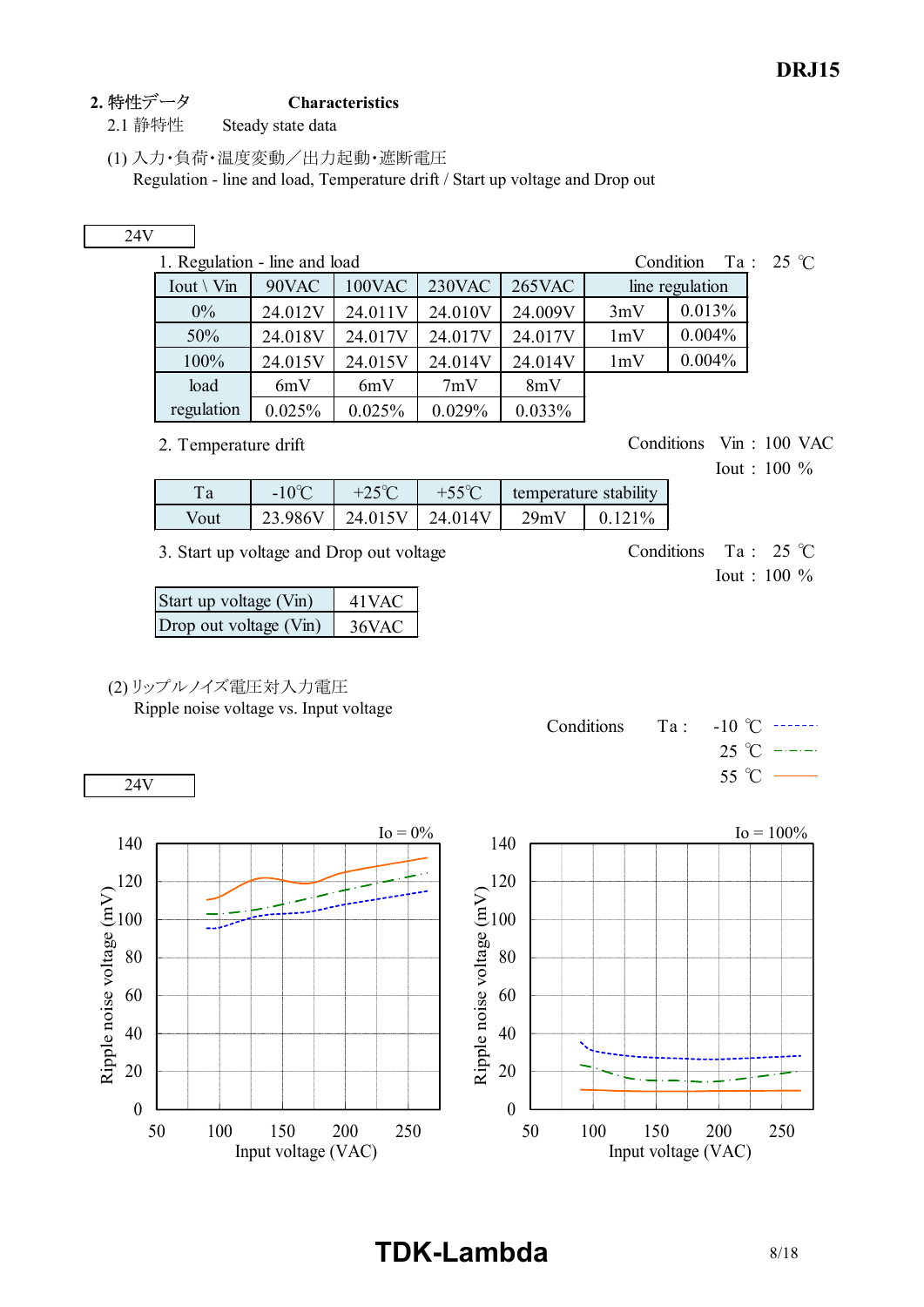**DRJ15**

## 2. 特性データ　　Characteristics

### 2.1 静特性　Steady state data

(1) 入力・負荷・温度変動／出力起動・遮断電圧
Regulation - line and load, Temperature drift / Start up voltage and Drop out

24V

1. Regulation - line and load　　　Condition　Ta : 25 ℃

| Iout \ Vin | 90VAC | 100VAC | 230VAC | 265VAC | line regulation | |
|---|---|---|---|---|---|---|
| 0% | 24.012V | 24.011V | 24.010V | 24.009V | 3mV | 0.013% |
| 50% | 24.018V | 24.017V | 24.017V | 24.017V | 1mV | 0.004% |
| 100% | 24.015V | 24.015V | 24.014V | 24.014V | 1mV | 0.004% |
| load regulation | 6mV | 6mV | 7mV | 8mV | | |
| | 0.025% | 0.025% | 0.029% | 0.033% | | |

2. Temperature drift　　　Conditions　Vin : 100 VAC　Iout : 100 %

| Ta | -10℃ | +25℃ | +55℃ | temperature stability | |
|---|---|---|---|---|---|
| Vout | 23.986V | 24.015V | 24.014V | 29mV | 0.121% |

3. Start up voltage and Drop out voltage　　　Conditions　Ta : 25 ℃　Iout : 100 %

| Start up voltage (Vin) | 41VAC |
|---|---|
| Drop out voltage (Vin) | 36VAC |

(2) リップルノイズ電圧対入力電圧
Ripple noise voltage vs. Input voltage

Conditions　Ta : -10 ℃ (dashed), 25 ℃ (dash-dot), 55 ℃ (solid)

24V

Io = 0% — Ripple noise voltage (mV) vs. Input voltage (VAC)

Io = 100% — Ripple noise voltage (mV) vs. Input voltage (VAC)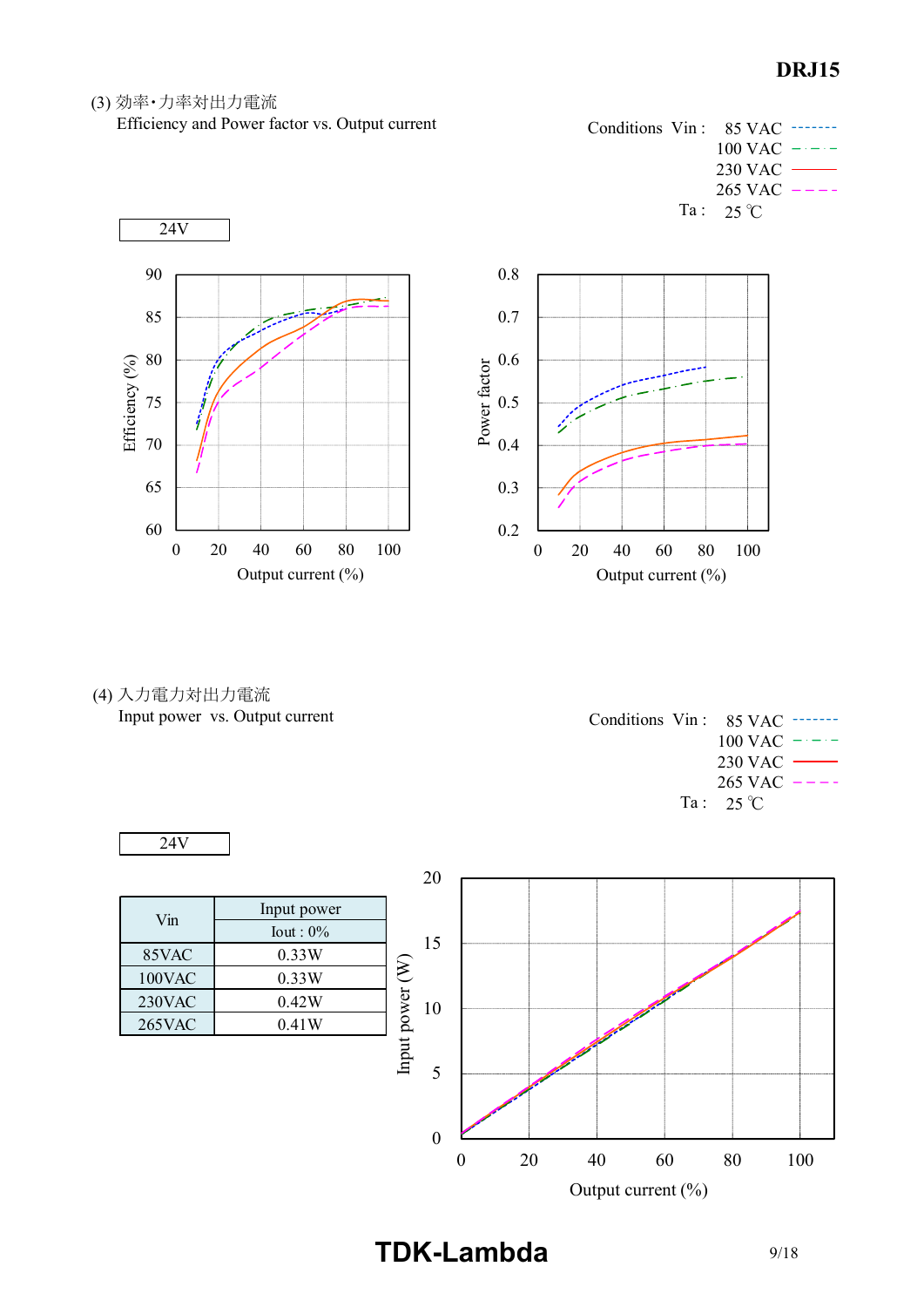DRJ15

### (3) 効率･力率対出力電流

Efficiency and Power factor vs. Output current

Conditions Vin : 85 VAC / 100 VAC / 230 VAC / 265 VAC

Ta : 25 ℃

24V

Efficiency (%) vs. Output current (%)

Power factor vs. Output current (%)

### (4) 入力電力対出力電流

Input power vs. Output current

Conditions Vin : 85 VAC / 100 VAC / 230 VAC / 265 VAC

Ta : 25 ℃

24V

| Vin | Input power |
|---|---|
| | Iout : 0% |
| 85VAC | 0.33W |
| 100VAC | 0.33W |
| 230VAC | 0.42W |
| 265VAC | 0.41W |

Input power (W) vs. Output current (%)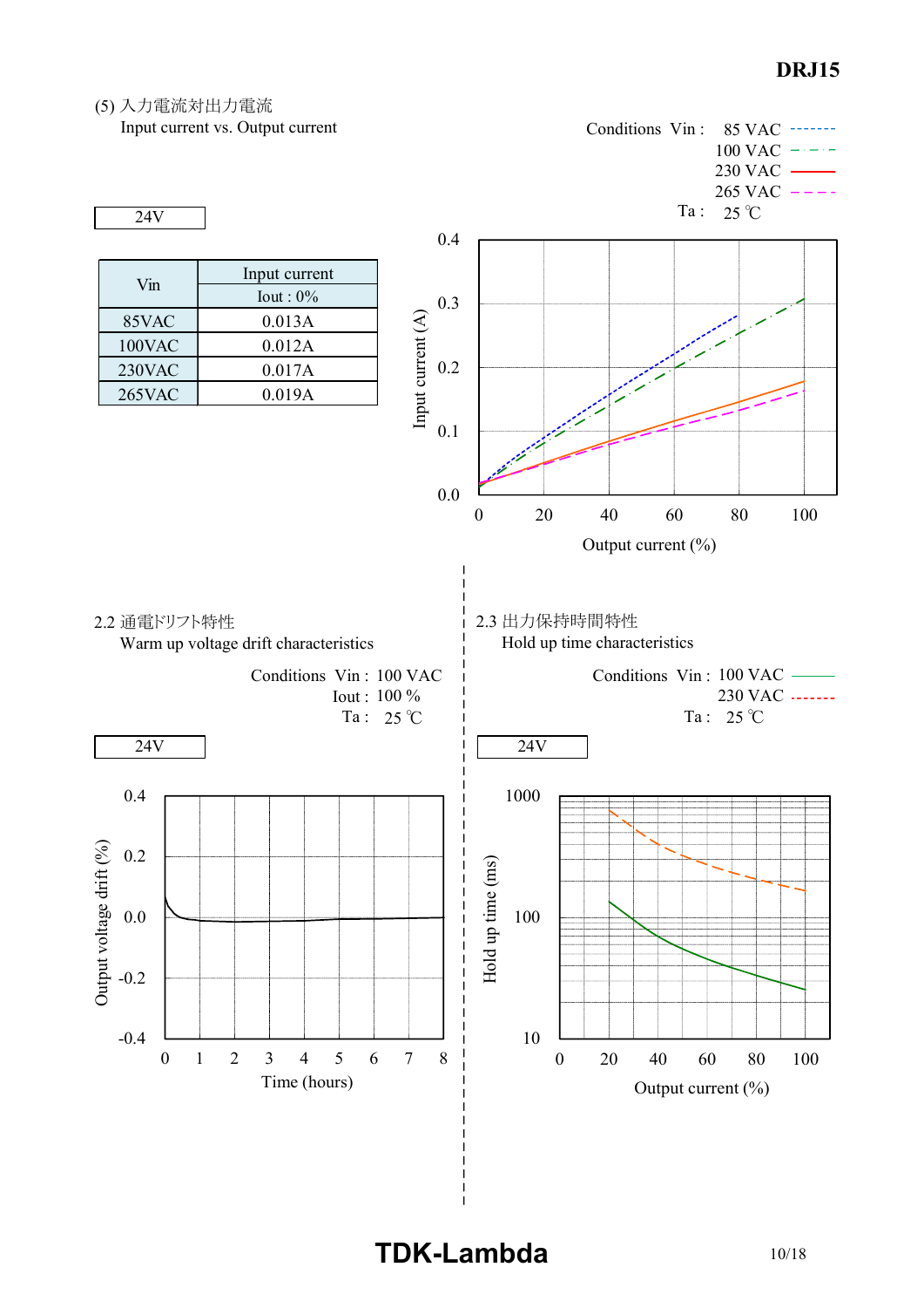(5) 入力電流対出力電流

Input current vs. Output current

Conditions Vin : 85 VAC, 100 VAC, 230 VAC, 265 VAC

Ta : 25 ℃

24V

| Vin | Input current |
|---|---|
| | Iout : 0% |
| 85VAC | 0.013A |
| 100VAC | 0.012A |
| 230VAC | 0.017A |
| 265VAC | 0.019A |

## 2.2 通電ドリフト特性

Warm up voltage drift characteristics

Conditions Vin : 100 VAC

Iout : 100 %

Ta : 25 ℃

24V

## 2.3 出力保持時間特性

Hold up time characteristics

Conditions Vin : 100 VAC, 230 VAC

Ta : 25 ℃

24V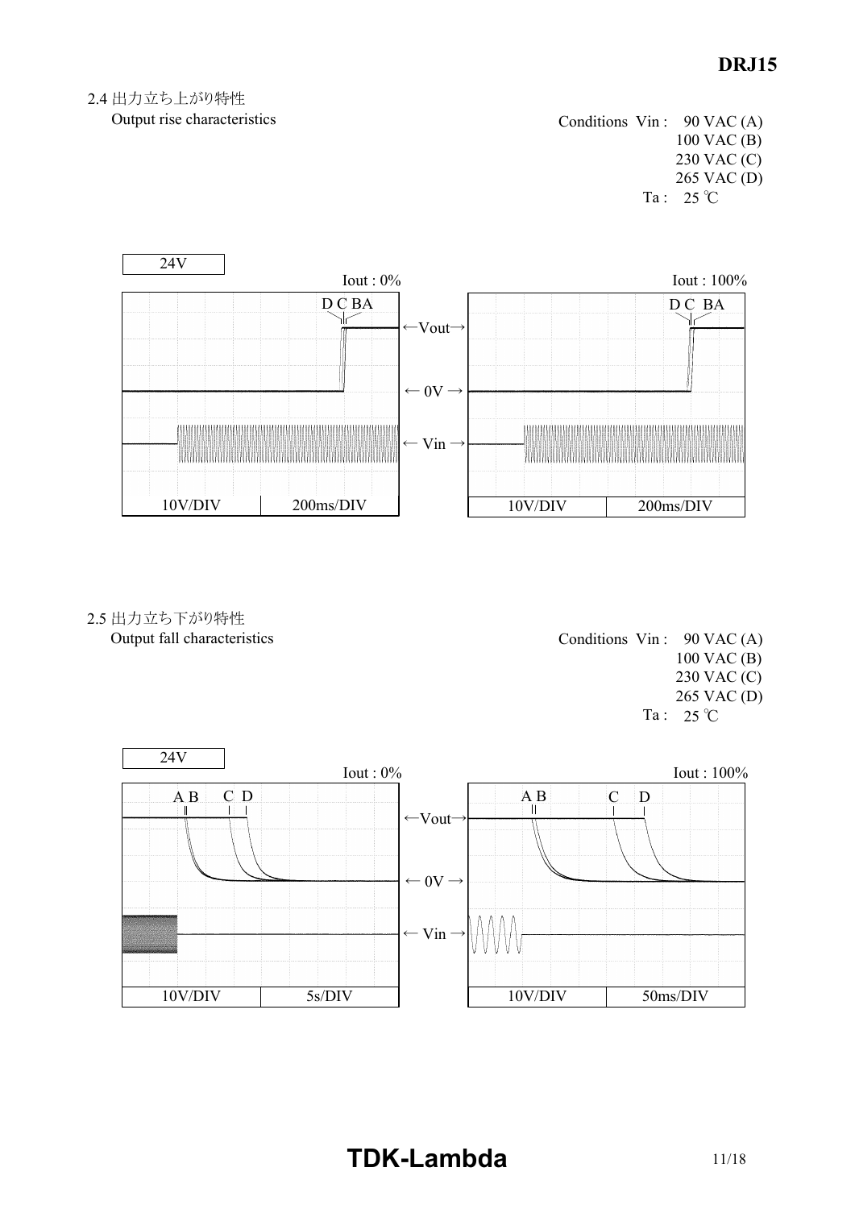## 2.4 出力立ち上がり特性

Output rise characteristics

Conditions Vin : 90 VAC (A)
100 VAC (B)
230 VAC (C)
265 VAC (D)
Ta : 25 ℃

24V

Iout : 0%

D C BA

←Vout→

← 0V →

← Vin →

10V/DIV 200ms/DIV

Iout : 100%

D C BA

10V/DIV 200ms/DIV

## 2.5 出力立ち下がり特性

Output fall characteristics

Conditions Vin : 90 VAC (A)
100 VAC (B)
230 VAC (C)
265 VAC (D)
Ta : 25 ℃

24V

Iout : 0%

A B C D

←Vout→

← 0V →

← Vin →

10V/DIV 5s/DIV

Iout : 100%

A B C D

10V/DIV 50ms/DIV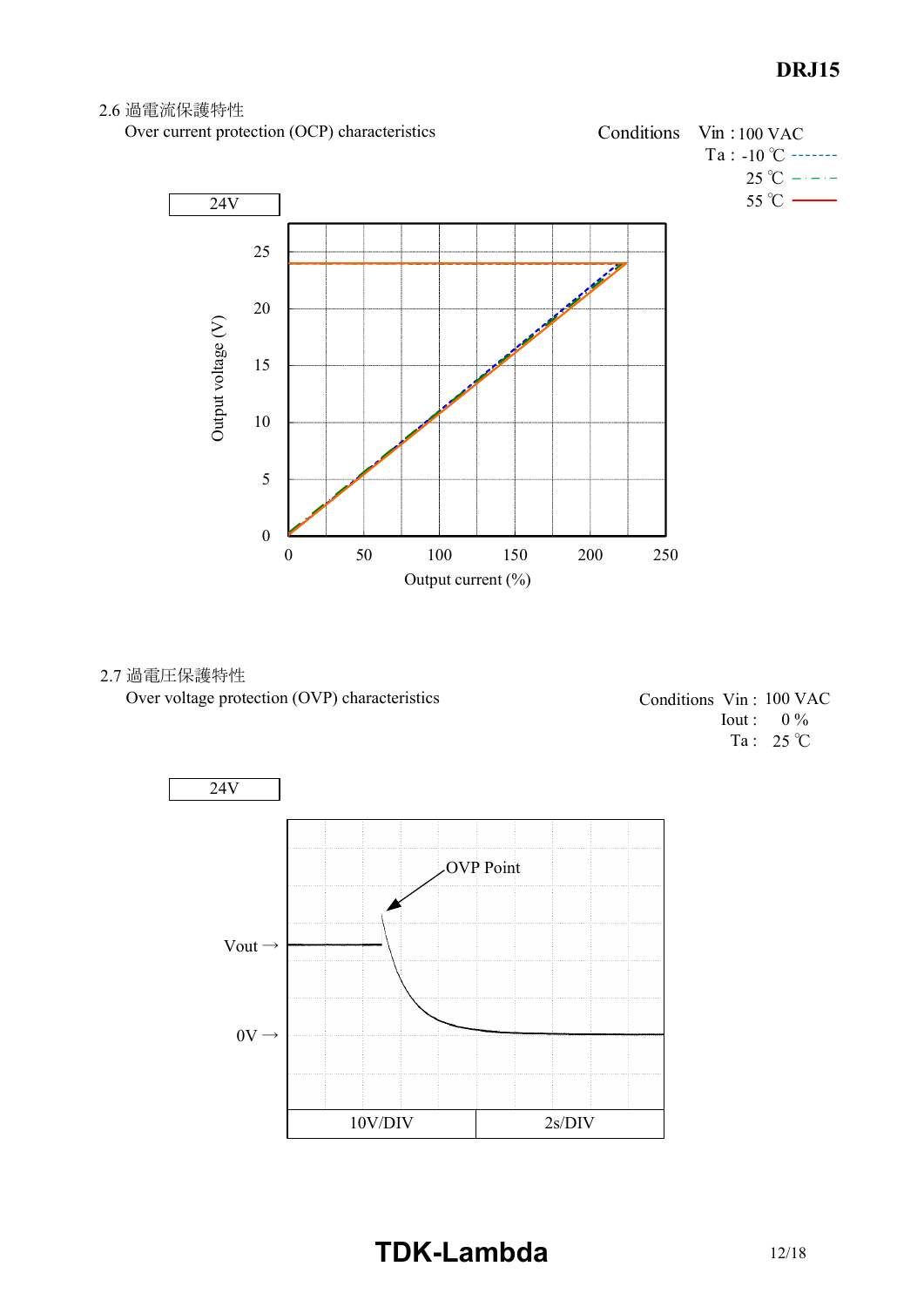## 2.6 過電流保護特性

Over current protection (OCP) characteristics

Conditions Vin : 100 VAC
Ta : -10 ℃ -------
25 ℃ — · — · —
55 ℃ ———

24V

## 2.7 過電圧保護特性

Over voltage protection (OVP) characteristics

Conditions Vin : 100 VAC
Iout : 0 %
Ta : 25 ℃

24V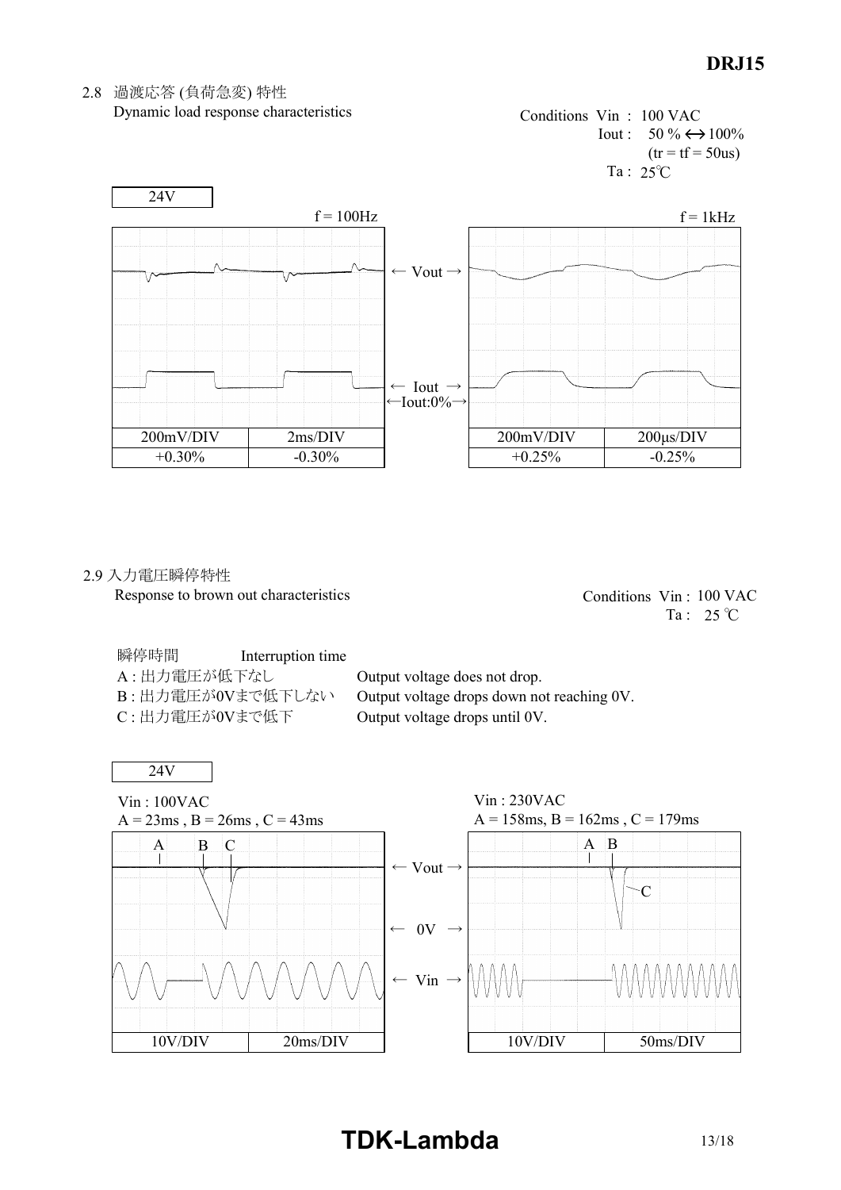## 2.8 過渡応答 (負荷急変) 特性
Dynamic load response characteristics

Conditions Vin : 100 VAC
Iout : 50 % ↔ 100%
(tr = tf = 50us)
Ta : 25℃

24V

f = 100Hz

← Vout →

← Iout →
←Iout:0%→

| 200mV/DIV | 2ms/DIV |
|---|---|
| +0.30% | -0.30% |

f = 1kHz

| 200mV/DIV | 200μs/DIV |
|---|---|
| +0.25% | -0.25% |

## 2.9 入力電圧瞬停特性
Response to brown out characteristics

Conditions Vin : 100 VAC
Ta : 25 ℃

瞬停時間 Interruption time

A : 出力電圧が低下なし Output voltage does not drop.
B : 出力電圧が0Vまで低下しない Output voltage drops down not reaching 0V.
C : 出力電圧が0Vまで低下 Output voltage drops until 0V.

24V

Vin : 100VAC
A = 23ms , B = 26ms , C = 43ms

← Vout →
← 0V →
← Vin →

| 10V/DIV | 20ms/DIV |
|---|---|

Vin : 230VAC
A = 158ms, B = 162ms , C = 179ms

| 10V/DIV | 50ms/DIV |
|---|---|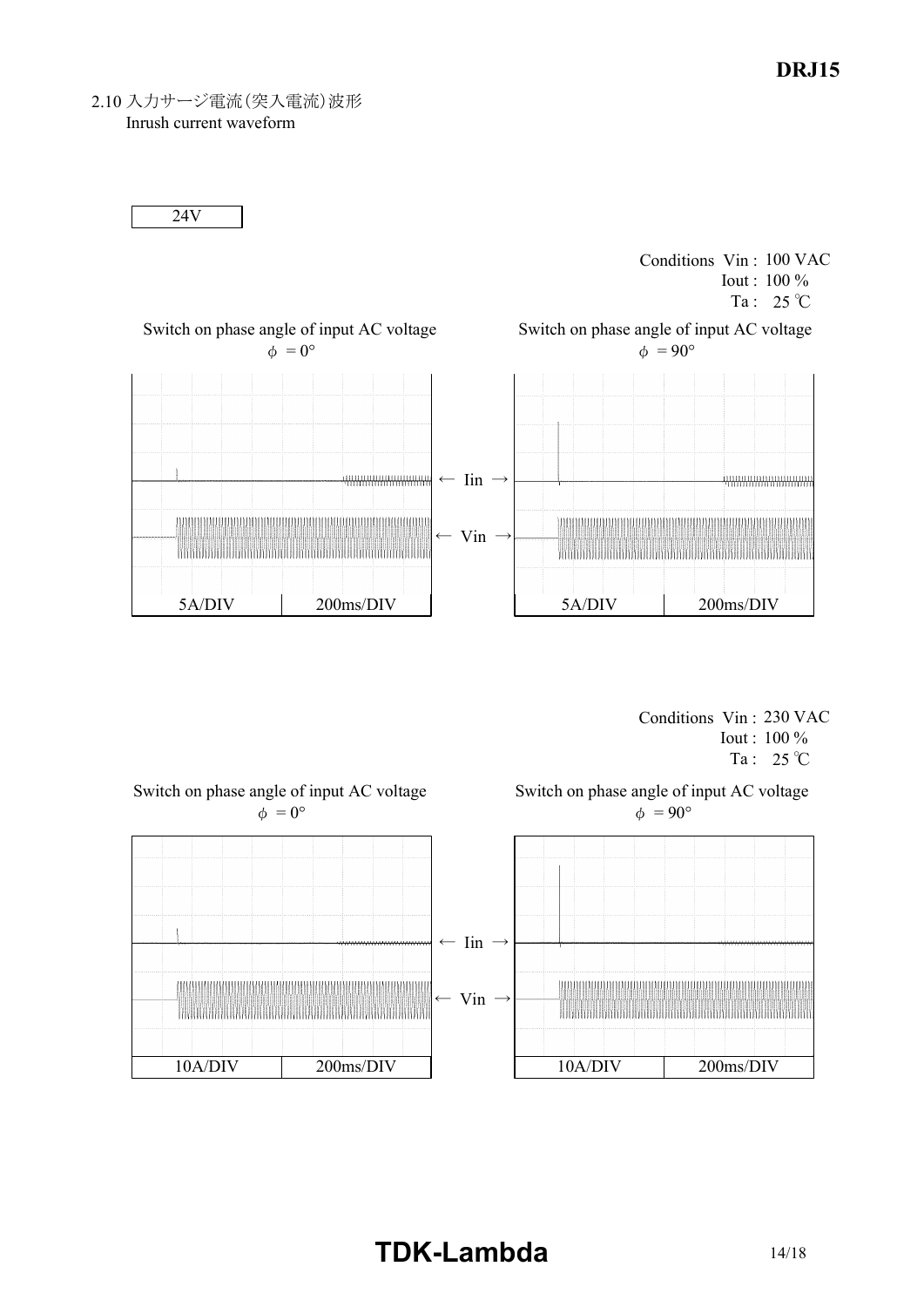2.10 入力サージ電流(突入電流)波形
Inrush current waveform

24V

Conditions Vin : 100 VAC
Iout : 100 %
Ta : 25 ℃

Switch on phase angle of input AC voltage
$\phi$ = 0°

Switch on phase angle of input AC voltage
$\phi$ = 90°

← Iin →

← Vin →

| 5A/DIV | 200ms/DIV |
|---|---|

| 5A/DIV | 200ms/DIV |
|---|---|

Conditions Vin : 230 VAC
Iout : 100 %
Ta : 25 ℃

Switch on phase angle of input AC voltage
$\phi$ = 0°

Switch on phase angle of input AC voltage
$\phi$ = 90°

← Iin →

← Vin →

| 10A/DIV | 200ms/DIV |
|---|---|

| 10A/DIV | 200ms/DIV |
|---|---|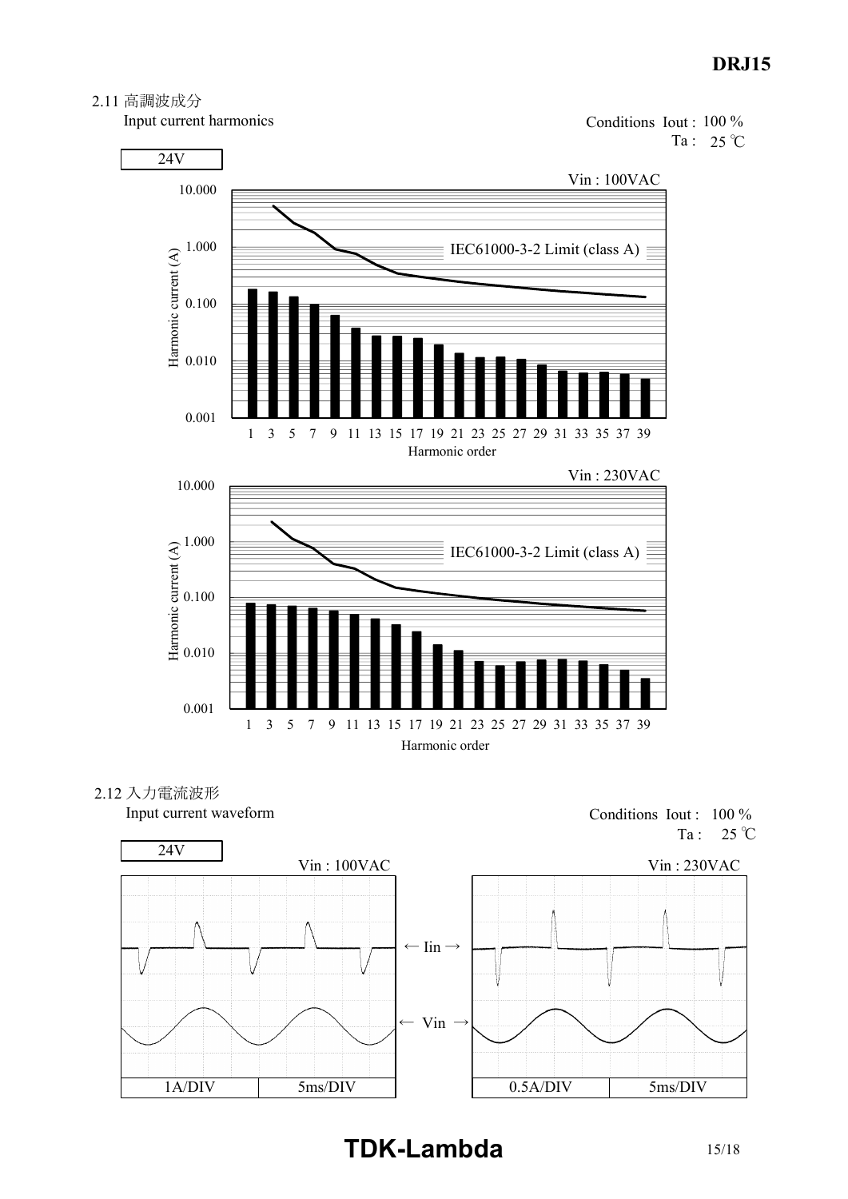## 2.11 高調波成分

Input current harmonics

Conditions Iout : 100 %

Ta : 25 ℃

24V

Vin : 100VAC

IEC61000-3-2 Limit (class A)

Harmonic current (A)

Harmonic order

Vin : 230VAC

IEC61000-3-2 Limit (class A)

Harmonic current (A)

Harmonic order

## 2.12 入力電流波形

Input current waveform

Conditions Iout : 100 %

Ta : 25 ℃

24V

Vin : 100VAC

Vin : 230VAC

← Iin →

← Vin →

| 1A/DIV | 5ms/DIV |
|---|---|

| 0.5A/DIV | 5ms/DIV |
|---|---|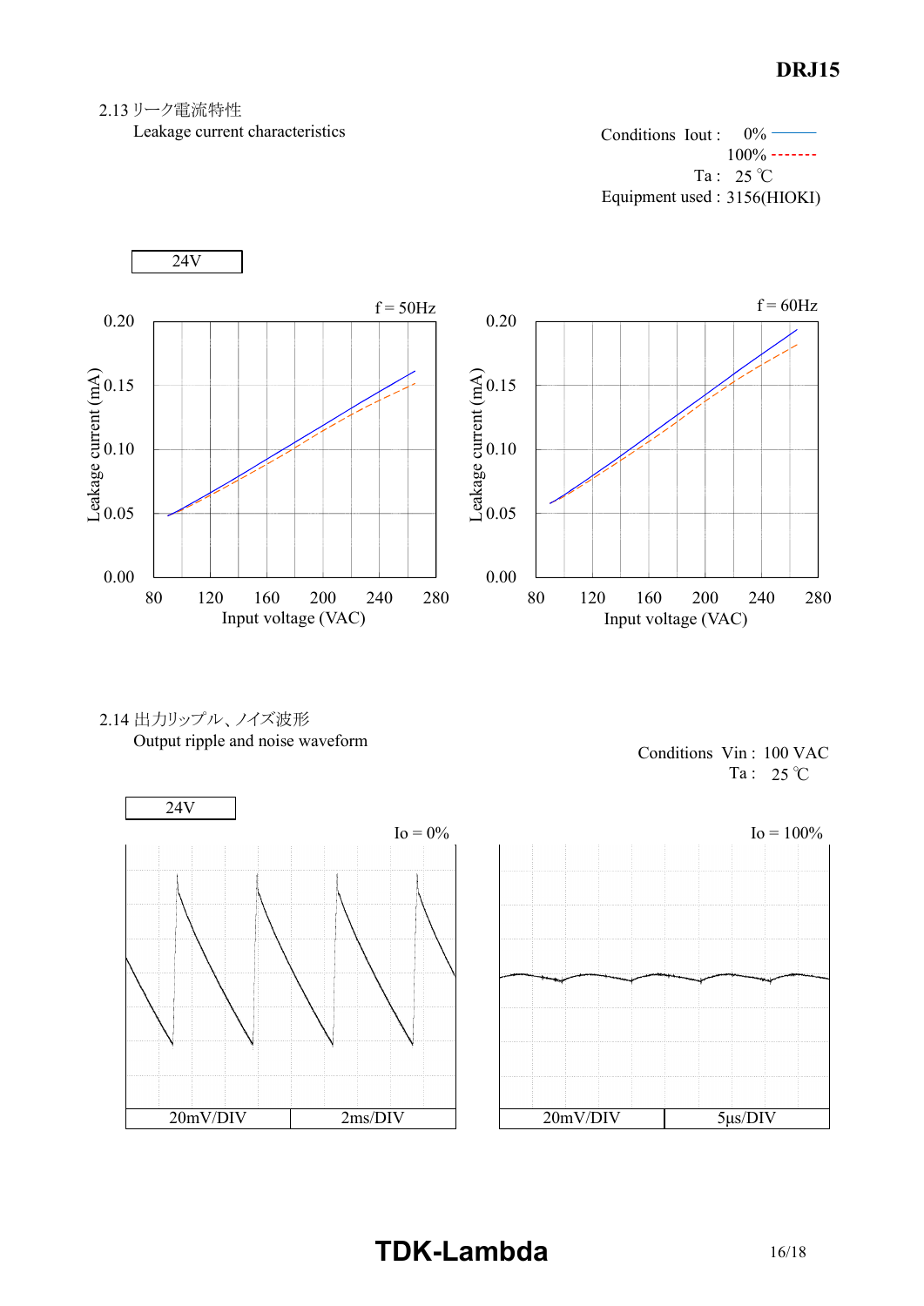## 2.13 リーク電流特性

Leakage current characteristics

Conditions Iout : 0%
100%
Ta : 25 ℃
Equipment used : 3156(HIOKI)

24V

f = 50Hz

Leakage current (mA): 0.00, 0.05, 0.10, 0.15, 0.20

Input voltage (VAC): 80, 120, 160, 200, 240, 280

f = 60Hz

Leakage current (mA): 0.00, 0.05, 0.10, 0.15, 0.20

Input voltage (VAC): 80, 120, 160, 200, 240, 280

## 2.14 出力リップル、ノイズ波形

Output ripple and noise waveform

Conditions Vin : 100 VAC
Ta : 25 ℃

24V

Io = 0%

| 20mV/DIV | 2ms/DIV |
|---|---|

Io = 100%

| 20mV/DIV | 5μs/DIV |
|---|---|

**TDK-Lambda**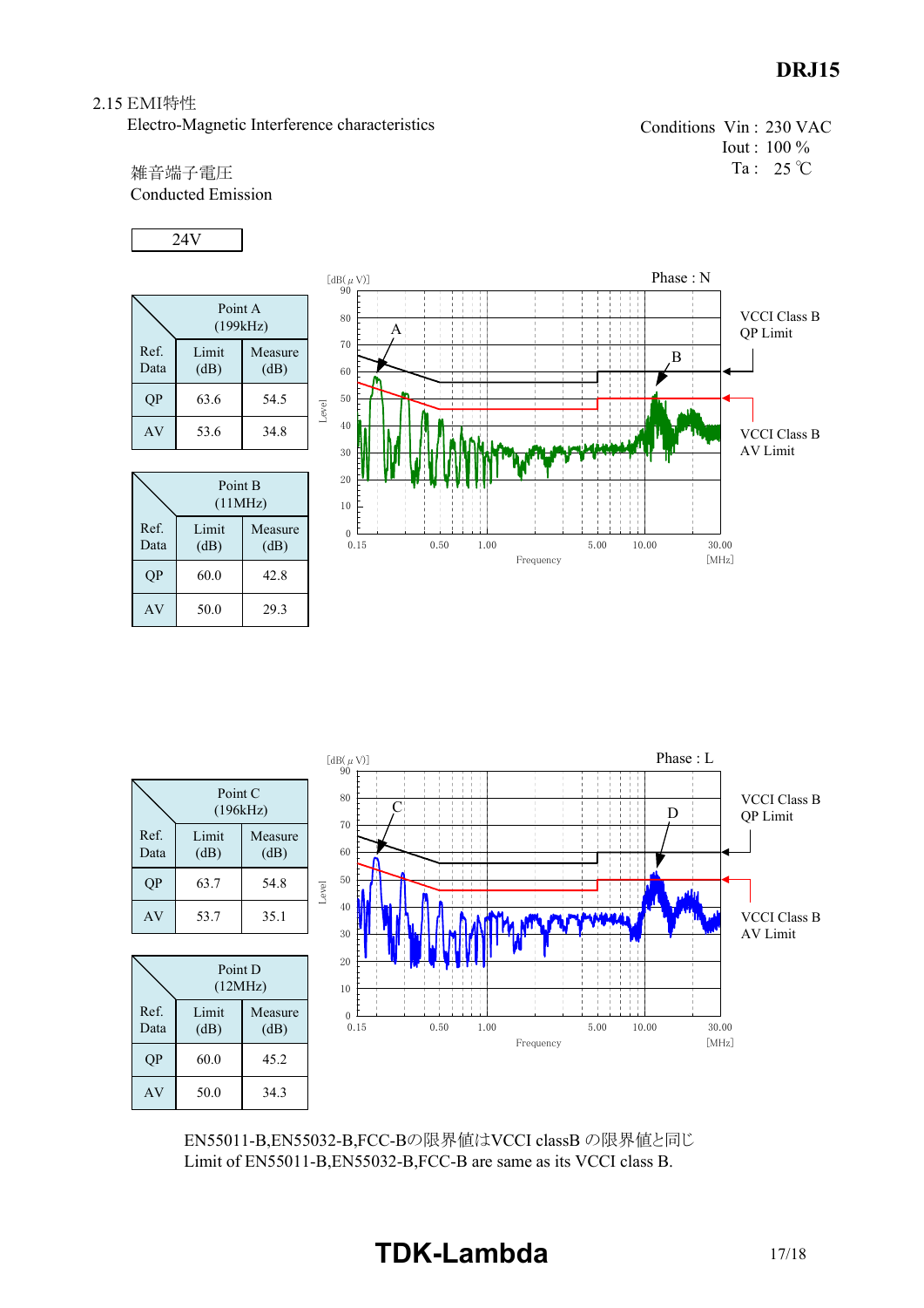**DRJ15**

2.15 EMI特性

Electro-Magnetic Interference characteristics

Conditions Vin : 230 VAC
Iout : 100 %
Ta : 25 ℃

雑音端子電圧

Conducted Emission

24V

| Point A (199kHz) Ref. Data | Limit (dB) | Measure (dB) |
|---|---|---|
| QP | 63.6 | 54.5 |
| AV | 53.6 | 34.8 |

| Point B (11MHz) Ref. Data | Limit (dB) | Measure (dB) |
|---|---|---|
| QP | 60.0 | 42.8 |
| AV | 50.0 | 29.3 |

Phase : N

VCCI Class B QP Limit

VCCI Class B AV Limit

| Point C (196kHz) Ref. Data | Limit (dB) | Measure (dB) |
|---|---|---|
| QP | 63.7 | 54.8 |
| AV | 53.7 | 35.1 |

| Point D (12MHz) Ref. Data | Limit (dB) | Measure (dB) |
|---|---|---|
| QP | 60.0 | 45.2 |
| AV | 50.0 | 34.3 |

Phase : L

VCCI Class B QP Limit

VCCI Class B AV Limit

EN55011-B,EN55032-B,FCC-Bの限界値はVCCI classB の限界値と同じ

Limit of EN55011-B,EN55032-B,FCC-B are same as its VCCI class B.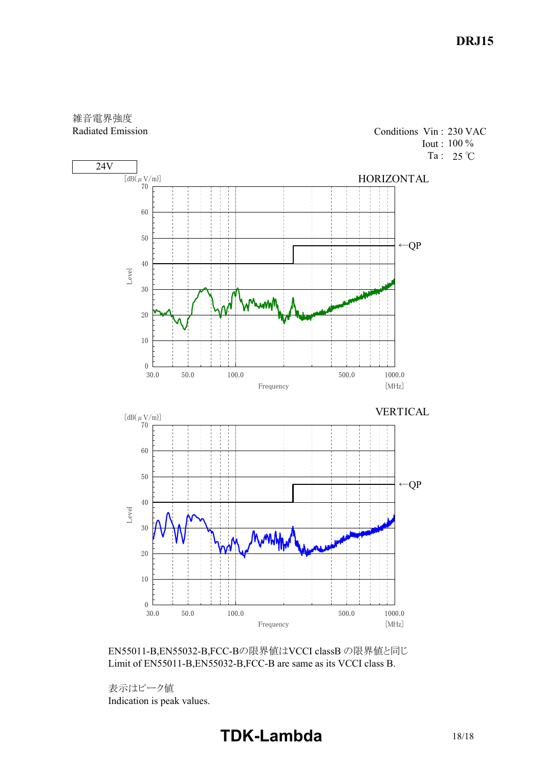雑音電界強度
Radiated Emission

Conditions Vin : 230 VAC
Iout : 100 %
Ta : 25 ℃

24V

HORIZONTAL

[dB(μV/m)]
70
60
50
40
30
20
10
0
Level
←QP
30.0
50.0
100.0
500.0
1000.0
Frequency
[MHz]

VERTICAL

[dB(μV/m)]
70
60
50
40
30
20
10
0
Level
←QP
30.0
50.0
100.0
500.0
1000.0
Frequency
[MHz]

EN55011-B,EN55032-B,FCC-Bの限界値はVCCI classB の限界値と同じ
Limit of EN55011-B,EN55032-B,FCC-B are same as its VCCI class B.

表示はピーク値
Indication is peak values.